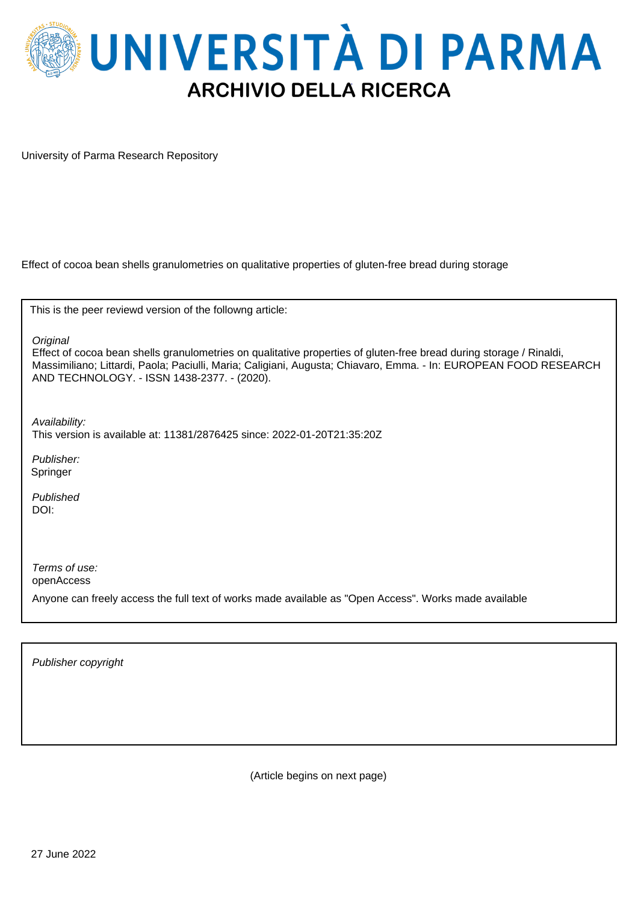# UNIVERSITÀ DI PARMA

## ARCHIVIO DELLA RICERCA

University of Parma Research Repository

Effect of cocoa bean shells granulometries on qualitative properties of gluten-free bread during storage

This is the peer reviewd version of the followng article:

*Original*

Effect of cocoa bean shells granulometries on qualitative properties of gluten-free bread during storage / Rinaldi, Massimiliano; Littardi, Paola; Paciulli, Maria; Caligiani, Augusta; Chiavaro, Emma. - In: EUROPEAN FOOD RESEARCH AND TECHNOLOGY. - ISSN 1438-2377. - (2020).

*Availability:*

This version is available at: 11381/2876425 since: 2022-01-20T21:35:20Z

*Publisher:*

Springer

*Published*

DOI:

*Terms of use:*

openAccess

Anyone can freely access the full text of works made available as "Open Access". Works made available

*Publisher copyright*

(Article begins on next page)

27 June 2022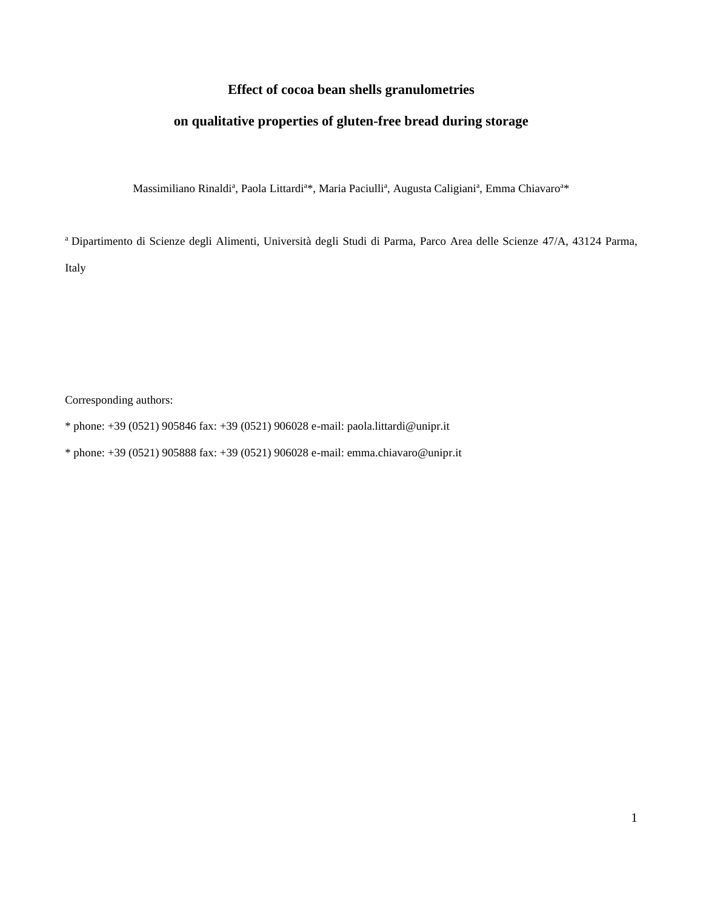# Effect of cocoa bean shells granulometries

# on qualitative properties of gluten-free bread during storage

Massimiliano Rinaldi[a], Paola Littardi[a]*, Maria Paciulli[a], Augusta Caligiani[a], Emma Chiavaro[a]*

[a] Dipartimento di Scienze degli Alimenti, Università degli Studi di Parma, Parco Area delle Scienze 47/A, 43124 Parma, Italy

Corresponding authors:

* phone: +39 (0521) 905846 fax: +39 (0521) 906028 e-mail: paola.littardi@unipr.it

* phone: +39 (0521) 905888 fax: +39 (0521) 906028 e-mail: emma.chiavaro@unipr.it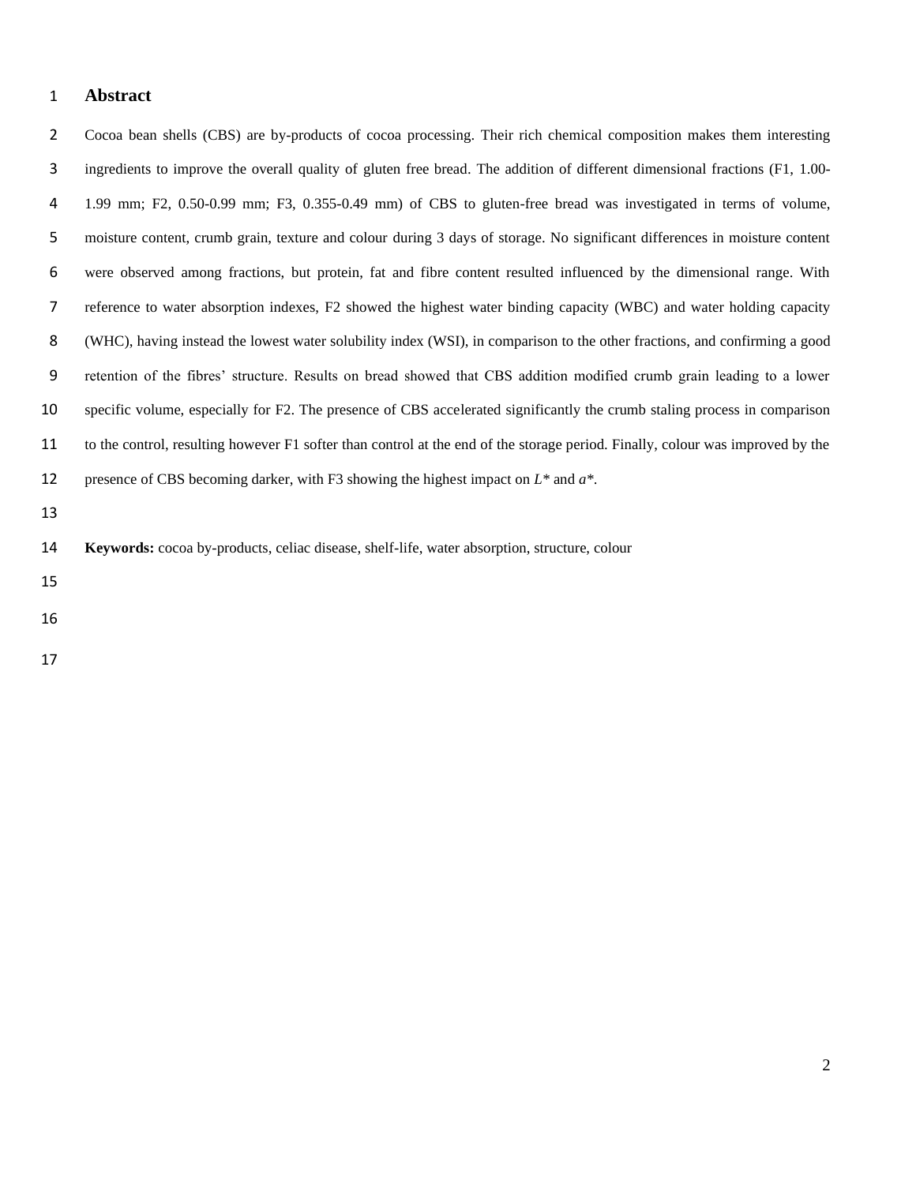# Abstract

Cocoa bean shells (CBS) are by-products of cocoa processing. Their rich chemical composition makes them interesting ingredients to improve the overall quality of gluten free bread. The addition of different dimensional fractions (F1, 1.00-1.99 mm; F2, 0.50-0.99 mm; F3, 0.355-0.49 mm) of CBS to gluten-free bread was investigated in terms of volume, moisture content, crumb grain, texture and colour during 3 days of storage. No significant differences in moisture content were observed among fractions, but protein, fat and fibre content resulted influenced by the dimensional range. With reference to water absorption indexes, F2 showed the highest water binding capacity (WBC) and water holding capacity (WHC), having instead the lowest water solubility index (WSI), in comparison to the other fractions, and confirming a good retention of the fibres' structure. Results on bread showed that CBS addition modified crumb grain leading to a lower specific volume, especially for F2. The presence of CBS accelerated significantly the crumb staling process in comparison to the control, resulting however F1 softer than control at the end of the storage period. Finally, colour was improved by the presence of CBS becoming darker, with F3 showing the highest impact on $L^*$ and $a^*$.

**Keywords:** cocoa by-products, celiac disease, shelf-life, water absorption, structure, colour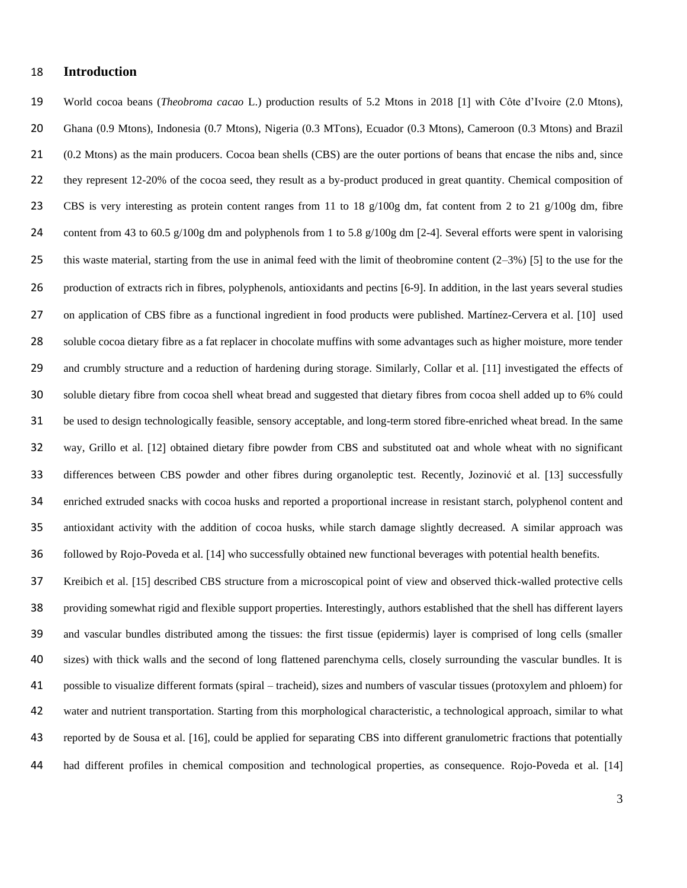## Introduction

World cocoa beans (*Theobroma cacao* L.) production results of 5.2 Mtons in 2018 [1] with Côte d'Ivoire (2.0 Mtons), Ghana (0.9 Mtons), Indonesia (0.7 Mtons), Nigeria (0.3 MTons), Ecuador (0.3 Mtons), Cameroon (0.3 Mtons) and Brazil (0.2 Mtons) as the main producers. Cocoa bean shells (CBS) are the outer portions of beans that encase the nibs and, since they represent 12-20% of the cocoa seed, they result as a by-product produced in great quantity. Chemical composition of CBS is very interesting as protein content ranges from 11 to 18 g/100g dm, fat content from 2 to 21 g/100g dm, fibre content from 43 to 60.5 g/100g dm and polyphenols from 1 to 5.8 g/100g dm [2-4]. Several efforts were spent in valorising this waste material, starting from the use in animal feed with the limit of theobromine content (2–3%) [5] to the use for the production of extracts rich in fibres, polyphenols, antioxidants and pectins [6-9]. In addition, in the last years several studies on application of CBS fibre as a functional ingredient in food products were published. Martínez-Cervera et al. [10] used soluble cocoa dietary fibre as a fat replacer in chocolate muffins with some advantages such as higher moisture, more tender and crumbly structure and a reduction of hardening during storage. Similarly, Collar et al. [11] investigated the effects of soluble dietary fibre from cocoa shell wheat bread and suggested that dietary fibres from cocoa shell added up to 6% could be used to design technologically feasible, sensory acceptable, and long-term stored fibre-enriched wheat bread. In the same way, Grillo et al. [12] obtained dietary fibre powder from CBS and substituted oat and whole wheat with no significant differences between CBS powder and other fibres during organoleptic test. Recently, Jozinović et al. [13] successfully enriched extruded snacks with cocoa husks and reported a proportional increase in resistant starch, polyphenol content and antioxidant activity with the addition of cocoa husks, while starch damage slightly decreased. A similar approach was followed by Rojo-Poveda et al. [14] who successfully obtained new functional beverages with potential health benefits.

Kreibich et al. [15] described CBS structure from a microscopical point of view and observed thick-walled protective cells providing somewhat rigid and flexible support properties. Interestingly, authors established that the shell has different layers and vascular bundles distributed among the tissues: the first tissue (epidermis) layer is comprised of long cells (smaller sizes) with thick walls and the second of long flattened parenchyma cells, closely surrounding the vascular bundles. It is possible to visualize different formats (spiral – tracheid), sizes and numbers of vascular tissues (protoxylem and phloem) for water and nutrient transportation. Starting from this morphological characteristic, a technological approach, similar to what reported by de Sousa et al. [16], could be applied for separating CBS into different granulometric fractions that potentially had different profiles in chemical composition and technological properties, as consequence. Rojo-Poveda et al. [14]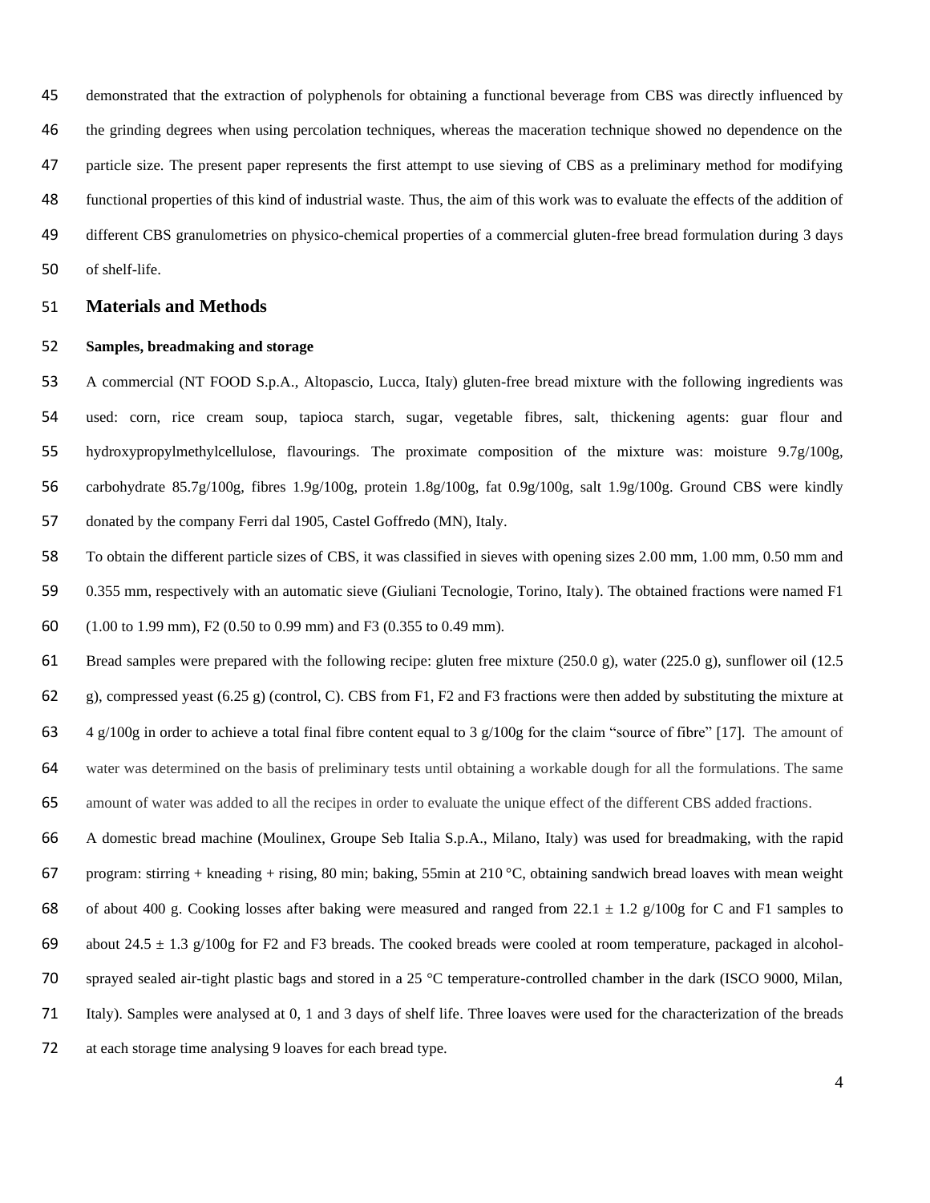demonstrated that the extraction of polyphenols for obtaining a functional beverage from CBS was directly influenced by the grinding degrees when using percolation techniques, whereas the maceration technique showed no dependence on the particle size. The present paper represents the first attempt to use sieving of CBS as a preliminary method for modifying functional properties of this kind of industrial waste. Thus, the aim of this work was to evaluate the effects of the addition of different CBS granulometries on physico-chemical properties of a commercial gluten-free bread formulation during 3 days of shelf-life.

## Materials and Methods

### Samples, breadmaking and storage

A commercial (NT FOOD S.p.A., Altopascio, Lucca, Italy) gluten-free bread mixture with the following ingredients was used: corn, rice cream soup, tapioca starch, sugar, vegetable fibres, salt, thickening agents: guar flour and hydroxypropylmethylcellulose, flavourings. The proximate composition of the mixture was: moisture 9.7g/100g, carbohydrate 85.7g/100g, fibres 1.9g/100g, protein 1.8g/100g, fat 0.9g/100g, salt 1.9g/100g. Ground CBS were kindly donated by the company Ferri dal 1905, Castel Goffredo (MN), Italy.

To obtain the different particle sizes of CBS, it was classified in sieves with opening sizes 2.00 mm, 1.00 mm, 0.50 mm and 0.355 mm, respectively with an automatic sieve (Giuliani Tecnologie, Torino, Italy). The obtained fractions were named F1 (1.00 to 1.99 mm), F2 (0.50 to 0.99 mm) and F3 (0.355 to 0.49 mm).

Bread samples were prepared with the following recipe: gluten free mixture (250.0 g), water (225.0 g), sunflower oil (12.5 g), compressed yeast (6.25 g) (control, C). CBS from F1, F2 and F3 fractions were then added by substituting the mixture at 4 g/100g in order to achieve a total final fibre content equal to 3 g/100g for the claim "source of fibre" [17]. The amount of water was determined on the basis of preliminary tests until obtaining a workable dough for all the formulations. The same amount of water was added to all the recipes in order to evaluate the unique effect of the different CBS added fractions.

A domestic bread machine (Moulinex, Groupe Seb Italia S.p.A., Milano, Italy) was used for breadmaking, with the rapid program: stirring + kneading + rising, 80 min; baking, 55min at 210 °C, obtaining sandwich bread loaves with mean weight of about 400 g. Cooking losses after baking were measured and ranged from 22.1 ± 1.2 g/100g for C and F1 samples to about 24.5 ± 1.3 g/100g for F2 and F3 breads. The cooked breads were cooled at room temperature, packaged in alcohol-sprayed sealed air-tight plastic bags and stored in a 25 °C temperature-controlled chamber in the dark (ISCO 9000, Milan, Italy). Samples were analysed at 0, 1 and 3 days of shelf life. Three loaves were used for the characterization of the breads at each storage time analysing 9 loaves for each bread type.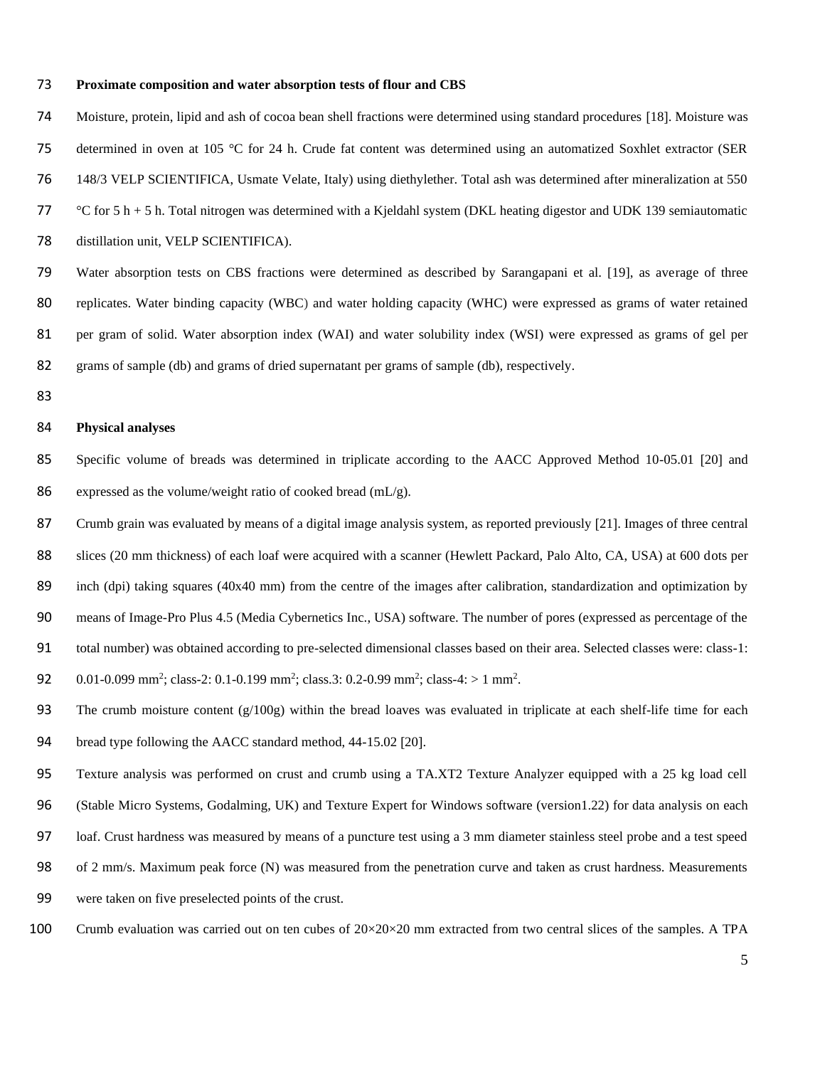**Proximate composition and water absorption tests of flour and CBS**

Moisture, protein, lipid and ash of cocoa bean shell fractions were determined using standard procedures [18]. Moisture was determined in oven at 105 °C for 24 h. Crude fat content was determined using an automatized Soxhlet extractor (SER 148/3 VELP SCIENTIFICA, Usmate Velate, Italy) using diethylether. Total ash was determined after mineralization at 550 °C for 5 h + 5 h. Total nitrogen was determined with a Kjeldahl system (DKL heating digestor and UDK 139 semiautomatic distillation unit, VELP SCIENTIFICA).

Water absorption tests on CBS fractions were determined as described by Sarangapani et al. [19], as average of three replicates. Water binding capacity (WBC) and water holding capacity (WHC) were expressed as grams of water retained per gram of solid. Water absorption index (WAI) and water solubility index (WSI) were expressed as grams of gel per grams of sample (db) and grams of dried supernatant per grams of sample (db), respectively.

**Physical analyses**

Specific volume of breads was determined in triplicate according to the AACC Approved Method 10-05.01 [20] and expressed as the volume/weight ratio of cooked bread (mL/g).

Crumb grain was evaluated by means of a digital image analysis system, as reported previously [21]. Images of three central slices (20 mm thickness) of each loaf were acquired with a scanner (Hewlett Packard, Palo Alto, CA, USA) at 600 dots per inch (dpi) taking squares (40x40 mm) from the centre of the images after calibration, standardization and optimization by means of Image-Pro Plus 4.5 (Media Cybernetics Inc., USA) software. The number of pores (expressed as percentage of the total number) was obtained according to pre-selected dimensional classes based on their area. Selected classes were: class-1: 0.01-0.099 $mm^2$; class-2: 0.1-0.199 $mm^2$; class.3: 0.2-0.99 $mm^2$; class-4: > 1 $mm^2$.

The crumb moisture content (g/100g) within the bread loaves was evaluated in triplicate at each shelf-life time for each bread type following the AACC standard method, 44-15.02 [20].

Texture analysis was performed on crust and crumb using a TA.XT2 Texture Analyzer equipped with a 25 kg load cell (Stable Micro Systems, Godalming, UK) and Texture Expert for Windows software (version1.22) for data analysis on each loaf. Crust hardness was measured by means of a puncture test using a 3 mm diameter stainless steel probe and a test speed of 2 mm/s. Maximum peak force (N) was measured from the penetration curve and taken as crust hardness. Measurements were taken on five preselected points of the crust.

Crumb evaluation was carried out on ten cubes of 20×20×20 mm extracted from two central slices of the samples. A TPA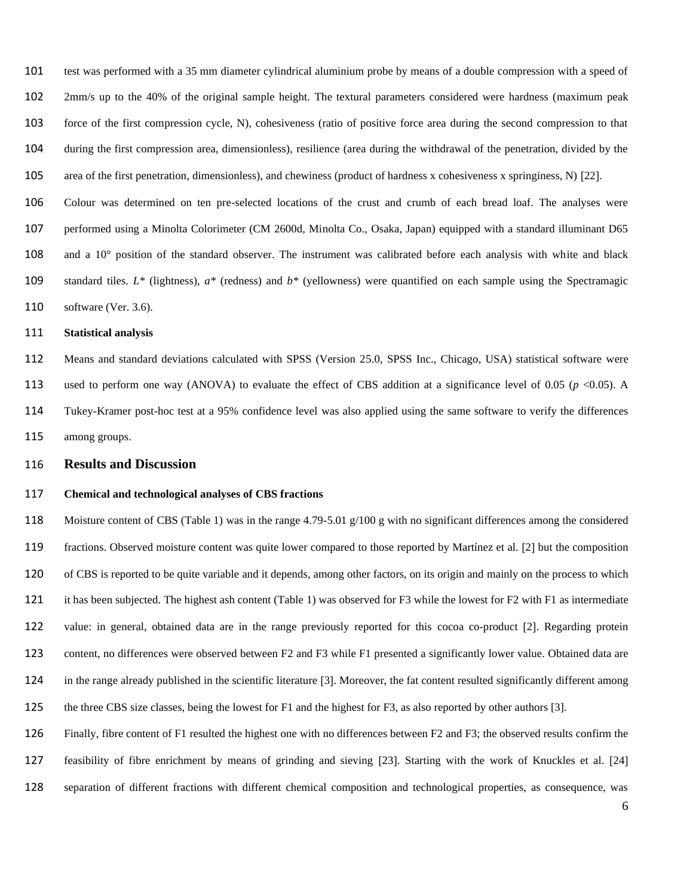test was performed with a 35 mm diameter cylindrical aluminium probe by means of a double compression with a speed of 2mm/s up to the 40% of the original sample height. The textural parameters considered were hardness (maximum peak force of the first compression cycle, N), cohesiveness (ratio of positive force area during the second compression to that during the first compression area, dimensionless), resilience (area during the withdrawal of the penetration, divided by the area of the first penetration, dimensionless), and chewiness (product of hardness x cohesiveness x springiness, N) [22].

Colour was determined on ten pre-selected locations of the crust and crumb of each bread loaf. The analyses were performed using a Minolta Colorimeter (CM 2600d, Minolta Co., Osaka, Japan) equipped with a standard illuminant D65 and a 10° position of the standard observer. The instrument was calibrated before each analysis with white and black standard tiles. $L^*$ (lightness), $a^*$ (redness) and $b^*$ (yellowness) were quantified on each sample using the Spectramagic software (Ver. 3.6).

**Statistical analysis**

Means and standard deviations calculated with SPSS (Version 25.0, SPSS Inc., Chicago, USA) statistical software were used to perform one way (ANOVA) to evaluate the effect of CBS addition at a significance level of 0.05 ($p$ <0.05). A Tukey-Kramer post-hoc test at a 95% confidence level was also applied using the same software to verify the differences among groups.

## Results and Discussion

**Chemical and technological analyses of CBS fractions**

Moisture content of CBS (Table 1) was in the range 4.79-5.01 g/100 g with no significant differences among the considered fractions. Observed moisture content was quite lower compared to those reported by Martínez et al. [2] but the composition of CBS is reported to be quite variable and it depends, among other factors, on its origin and mainly on the process to which it has been subjected. The highest ash content (Table 1) was observed for F3 while the lowest for F2 with F1 as intermediate value: in general, obtained data are in the range previously reported for this cocoa co-product [2]. Regarding protein content, no differences were observed between F2 and F3 while F1 presented a significantly lower value. Obtained data are in the range already published in the scientific literature [3]. Moreover, the fat content resulted significantly different among the three CBS size classes, being the lowest for F1 and the highest for F3, as also reported by other authors [3].

Finally, fibre content of F1 resulted the highest one with no differences between F2 and F3; the observed results confirm the feasibility of fibre enrichment by means of grinding and sieving [23]. Starting with the work of Knuckles et al. [24] separation of different fractions with different chemical composition and technological properties, as consequence, was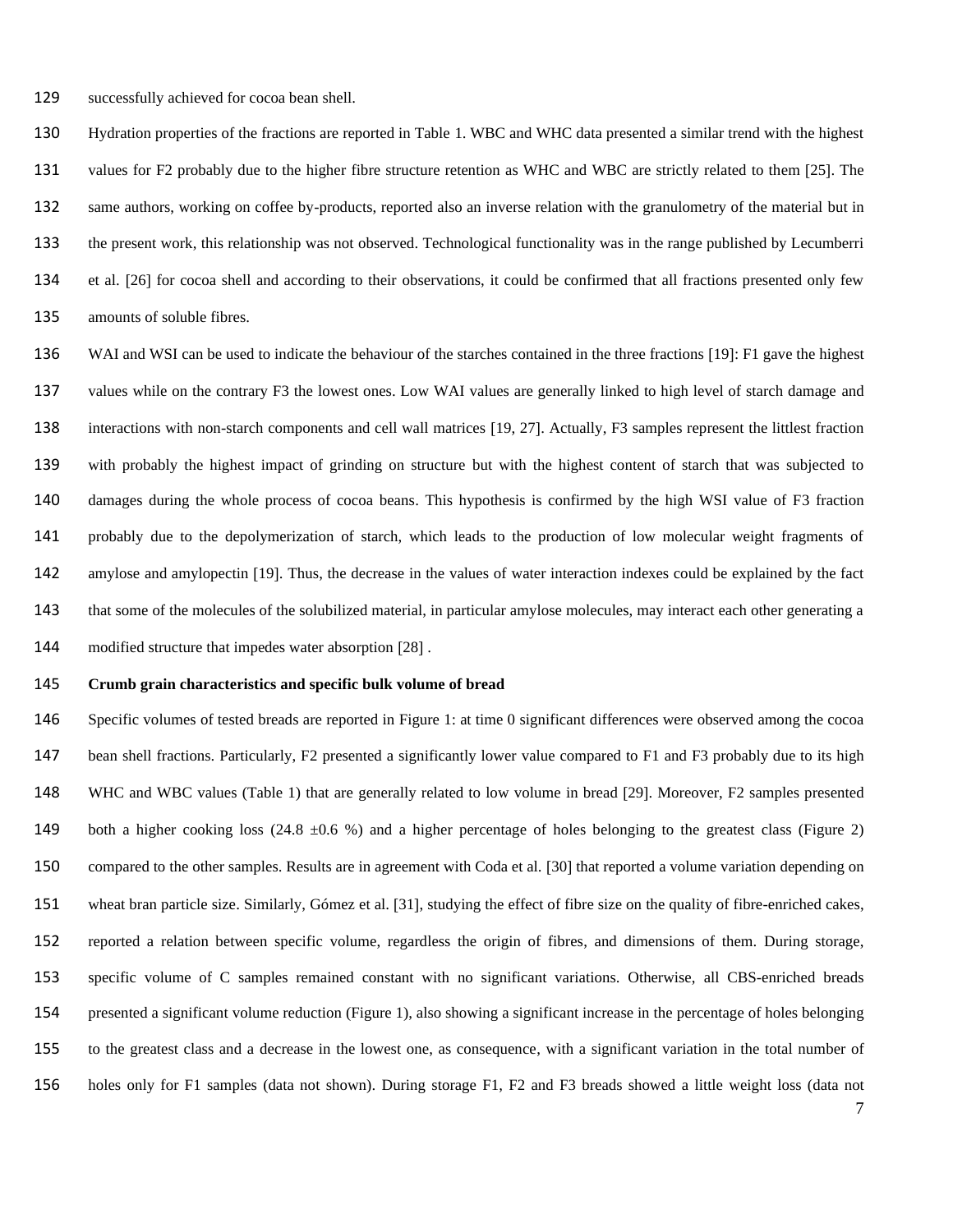successfully achieved for cocoa bean shell.

Hydration properties of the fractions are reported in Table 1. WBC and WHC data presented a similar trend with the highest values for F2 probably due to the higher fibre structure retention as WHC and WBC are strictly related to them [25]. The same authors, working on coffee by-products, reported also an inverse relation with the granulometry of the material but in the present work, this relationship was not observed. Technological functionality was in the range published by Lecumberri et al. [26] for cocoa shell and according to their observations, it could be confirmed that all fractions presented only few amounts of soluble fibres.

WAI and WSI can be used to indicate the behaviour of the starches contained in the three fractions [19]: F1 gave the highest values while on the contrary F3 the lowest ones. Low WAI values are generally linked to high level of starch damage and interactions with non-starch components and cell wall matrices [19, 27]. Actually, F3 samples represent the littlest fraction with probably the highest impact of grinding on structure but with the highest content of starch that was subjected to damages during the whole process of cocoa beans. This hypothesis is confirmed by the high WSI value of F3 fraction probably due to the depolymerization of starch, which leads to the production of low molecular weight fragments of amylose and amylopectin [19]. Thus, the decrease in the values of water interaction indexes could be explained by the fact that some of the molecules of the solubilized material, in particular amylose molecules, may interact each other generating a modified structure that impedes water absorption [28] .

**Crumb grain characteristics and specific bulk volume of bread**

Specific volumes of tested breads are reported in Figure 1: at time 0 significant differences were observed among the cocoa bean shell fractions. Particularly, F2 presented a significantly lower value compared to F1 and F3 probably due to its high WHC and WBC values (Table 1) that are generally related to low volume in bread [29]. Moreover, F2 samples presented both a higher cooking loss (24.8 ±0.6 %) and a higher percentage of holes belonging to the greatest class (Figure 2) compared to the other samples. Results are in agreement with Coda et al. [30] that reported a volume variation depending on wheat bran particle size. Similarly, Gómez et al. [31], studying the effect of fibre size on the quality of fibre-enriched cakes, reported a relation between specific volume, regardless the origin of fibres, and dimensions of them. During storage, specific volume of C samples remained constant with no significant variations. Otherwise, all CBS-enriched breads presented a significant volume reduction (Figure 1), also showing a significant increase in the percentage of holes belonging to the greatest class and a decrease in the lowest one, as consequence, with a significant variation in the total number of holes only for F1 samples (data not shown). During storage F1, F2 and F3 breads showed a little weight loss (data not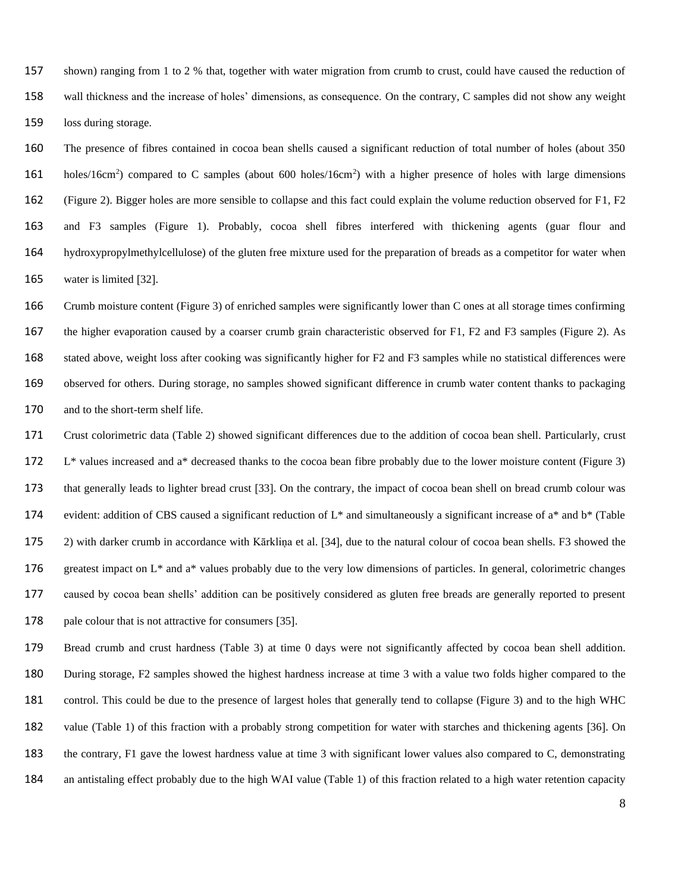shown) ranging from 1 to 2 % that, together with water migration from crumb to crust, could have caused the reduction of wall thickness and the increase of holes' dimensions, as consequence. On the contrary, C samples did not show any weight loss during storage.

The presence of fibres contained in cocoa bean shells caused a significant reduction of total number of holes (about 350 holes/16cm$^2$) compared to C samples (about 600 holes/16cm$^2$) with a higher presence of holes with large dimensions (Figure 2). Bigger holes are more sensible to collapse and this fact could explain the volume reduction observed for F1, F2 and F3 samples (Figure 1). Probably, cocoa shell fibres interfered with thickening agents (guar flour and hydroxypropylmethylcellulose) of the gluten free mixture used for the preparation of breads as a competitor for water when water is limited [32].

Crumb moisture content (Figure 3) of enriched samples were significantly lower than C ones at all storage times confirming the higher evaporation caused by a coarser crumb grain characteristic observed for F1, F2 and F3 samples (Figure 2). As stated above, weight loss after cooking was significantly higher for F2 and F3 samples while no statistical differences were observed for others. During storage, no samples showed significant difference in crumb water content thanks to packaging and to the short-term shelf life.

Crust colorimetric data (Table 2) showed significant differences due to the addition of cocoa bean shell. Particularly, crust L* values increased and a* decreased thanks to the cocoa bean fibre probably due to the lower moisture content (Figure 3) that generally leads to lighter bread crust [33]. On the contrary, the impact of cocoa bean shell on bread crumb colour was evident: addition of CBS caused a significant reduction of L* and simultaneously a significant increase of a* and b* (Table 2) with darker crumb in accordance with Kārkliņa et al. [34], due to the natural colour of cocoa bean shells. F3 showed the greatest impact on L* and a* values probably due to the very low dimensions of particles. In general, colorimetric changes caused by cocoa bean shells' addition can be positively considered as gluten free breads are generally reported to present pale colour that is not attractive for consumers [35].

Bread crumb and crust hardness (Table 3) at time 0 days were not significantly affected by cocoa bean shell addition. During storage, F2 samples showed the highest hardness increase at time 3 with a value two folds higher compared to the control. This could be due to the presence of largest holes that generally tend to collapse (Figure 3) and to the high WHC value (Table 1) of this fraction with a probably strong competition for water with starches and thickening agents [36]. On the contrary, F1 gave the lowest hardness value at time 3 with significant lower values also compared to C, demonstrating an antistaling effect probably due to the high WAI value (Table 1) of this fraction related to a high water retention capacity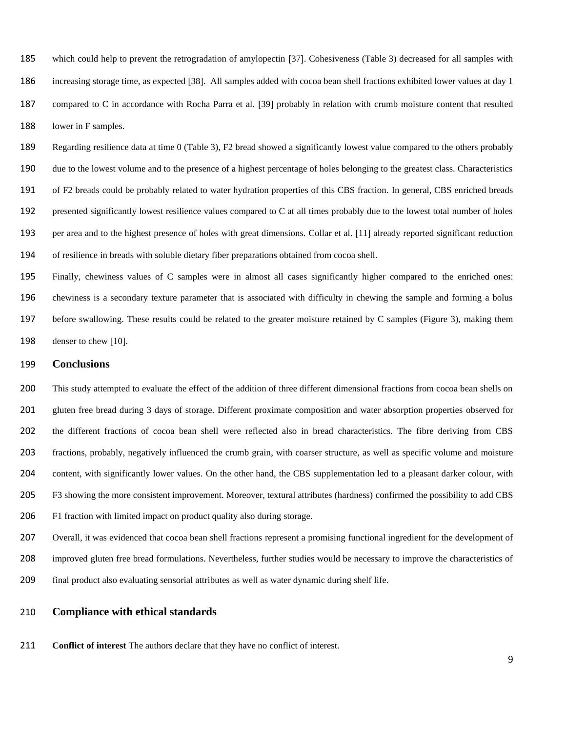which could help to prevent the retrogradation of amylopectin [37]. Cohesiveness (Table 3) decreased for all samples with increasing storage time, as expected [38]. All samples added with cocoa bean shell fractions exhibited lower values at day 1 compared to C in accordance with Rocha Parra et al. [39] probably in relation with crumb moisture content that resulted lower in F samples.

Regarding resilience data at time 0 (Table 3), F2 bread showed a significantly lowest value compared to the others probably due to the lowest volume and to the presence of a highest percentage of holes belonging to the greatest class. Characteristics of F2 breads could be probably related to water hydration properties of this CBS fraction. In general, CBS enriched breads presented significantly lowest resilience values compared to C at all times probably due to the lowest total number of holes per area and to the highest presence of holes with great dimensions. Collar et al. [11] already reported significant reduction of resilience in breads with soluble dietary fiber preparations obtained from cocoa shell.

Finally, chewiness values of C samples were in almost all cases significantly higher compared to the enriched ones: chewiness is a secondary texture parameter that is associated with difficulty in chewing the sample and forming a bolus before swallowing. These results could be related to the greater moisture retained by C samples (Figure 3), making them denser to chew [10].

## Conclusions

This study attempted to evaluate the effect of the addition of three different dimensional fractions from cocoa bean shells on gluten free bread during 3 days of storage. Different proximate composition and water absorption properties observed for the different fractions of cocoa bean shell were reflected also in bread characteristics. The fibre deriving from CBS fractions, probably, negatively influenced the crumb grain, with coarser structure, as well as specific volume and moisture content, with significantly lower values. On the other hand, the CBS supplementation led to a pleasant darker colour, with F3 showing the more consistent improvement. Moreover, textural attributes (hardness) confirmed the possibility to add CBS F1 fraction with limited impact on product quality also during storage.

Overall, it was evidenced that cocoa bean shell fractions represent a promising functional ingredient for the development of improved gluten free bread formulations. Nevertheless, further studies would be necessary to improve the characteristics of final product also evaluating sensorial attributes as well as water dynamic during shelf life.

## Compliance with ethical standards

**Conflict of interest** The authors declare that they have no conflict of interest.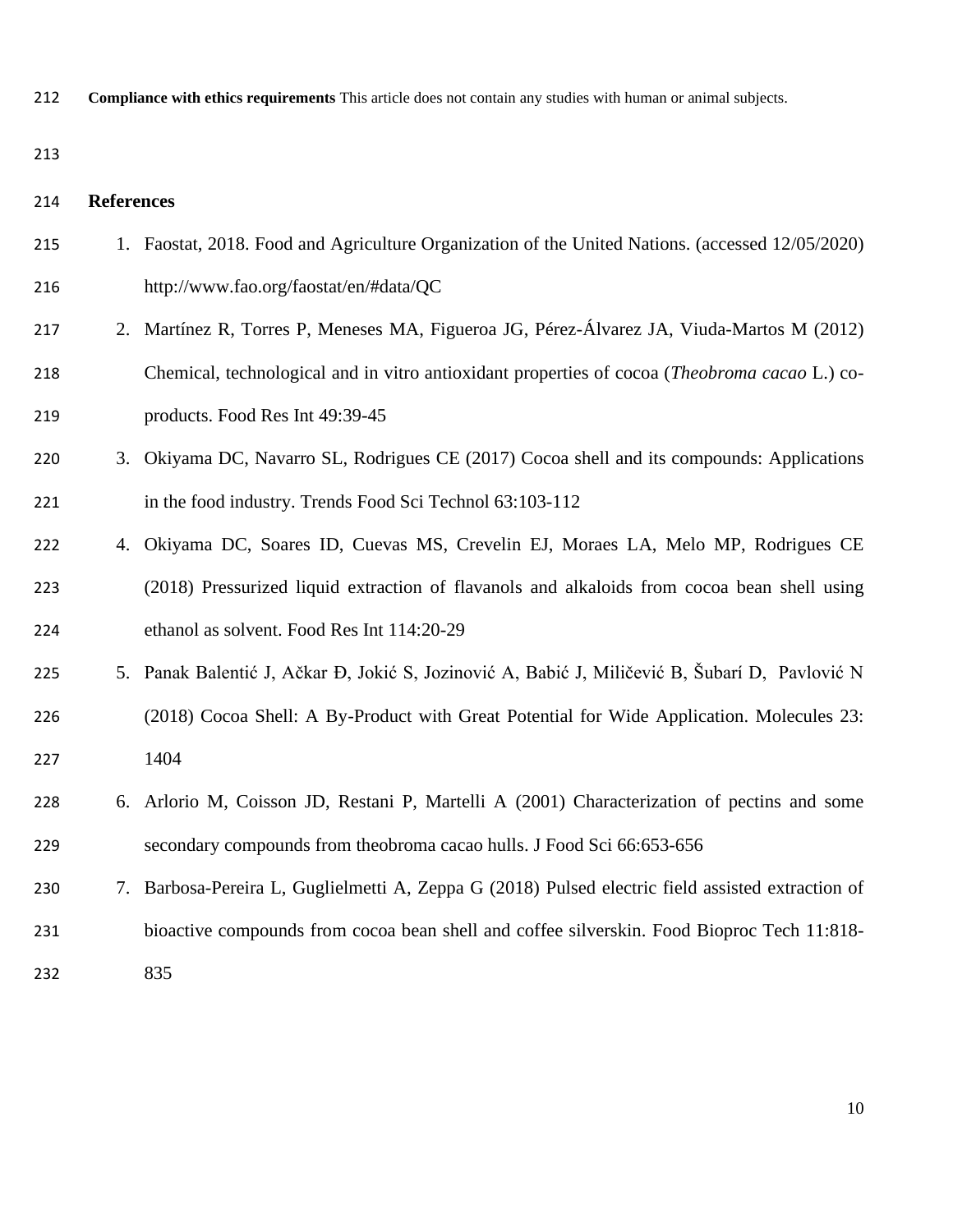**Compliance with ethics requirements** This article does not contain any studies with human or animal subjects.

## References

1. Faostat, 2018. Food and Agriculture Organization of the United Nations. (accessed 12/05/2020) http://www.fao.org/faostat/en/#data/QC
2. Martínez R, Torres P, Meneses MA, Figueroa JG, Pérez-Álvarez JA, Viuda-Martos M (2012) Chemical, technological and in vitro antioxidant properties of cocoa (*Theobroma cacao* L.) co-products. Food Res Int 49:39-45
3. Okiyama DC, Navarro SL, Rodrigues CE (2017) Cocoa shell and its compounds: Applications in the food industry. Trends Food Sci Technol 63:103-112
4. Okiyama DC, Soares ID, Cuevas MS, Crevelin EJ, Moraes LA, Melo MP, Rodrigues CE (2018) Pressurized liquid extraction of flavanols and alkaloids from cocoa bean shell using ethanol as solvent. Food Res Int 114:20-29
5. Panak Balentić J, Ačkar Đ, Jokić S, Jozinović A, Babić J, Miličević B, Šubarí D, Pavlović N (2018) Cocoa Shell: A By-Product with Great Potential for Wide Application. Molecules 23: 1404
6. Arlorio M, Coisson JD, Restani P, Martelli A (2001) Characterization of pectins and some secondary compounds from theobroma cacao hulls. J Food Sci 66:653-656
7. Barbosa-Pereira L, Guglielmetti A, Zeppa G (2018) Pulsed electric field assisted extraction of bioactive compounds from cocoa bean shell and coffee silverskin. Food Bioproc Tech 11:818-835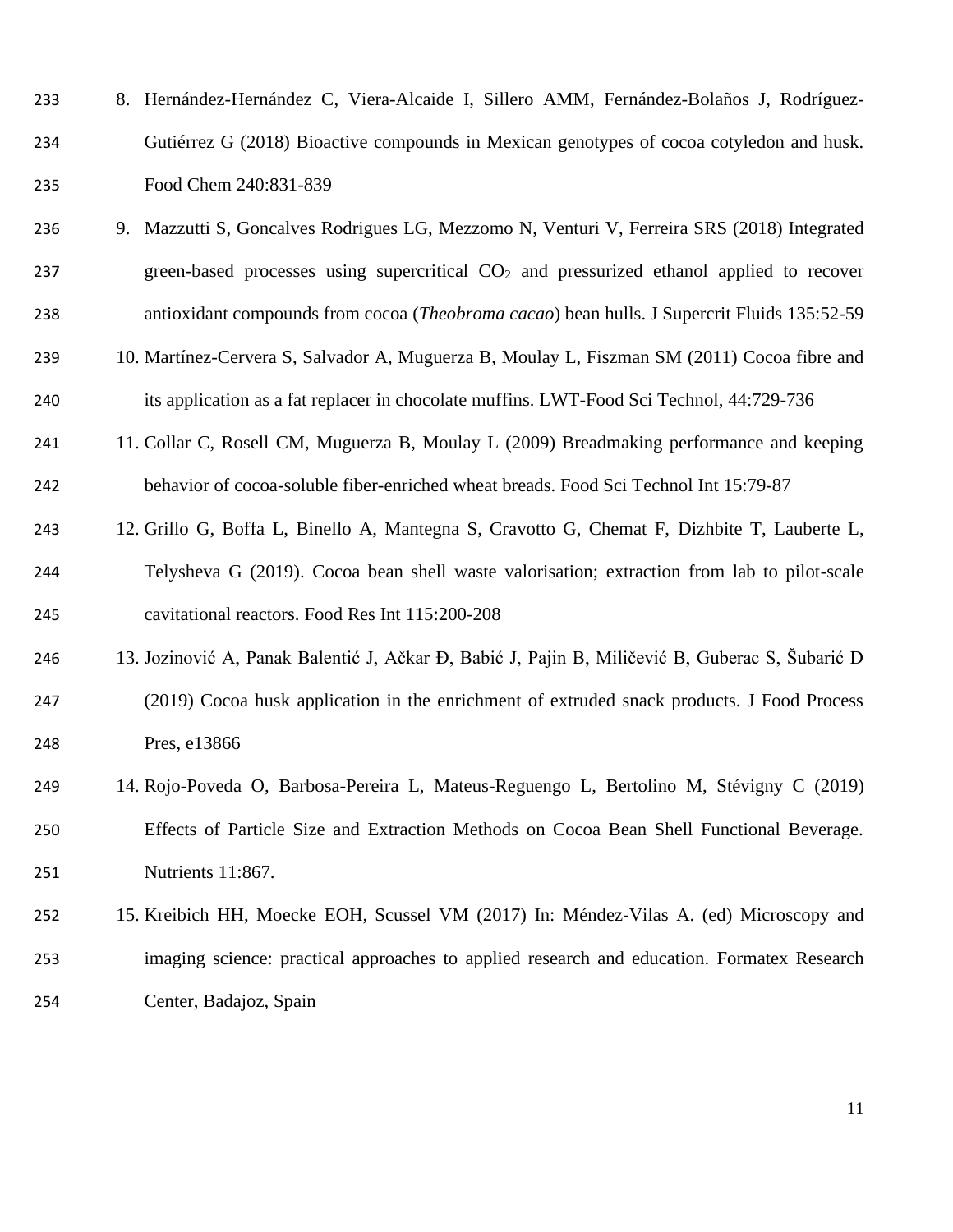8. Hernández-Hernández C, Viera-Alcaide I, Sillero AMM, Fernández-Bolaños J, Rodríguez-Gutiérrez G (2018) Bioactive compounds in Mexican genotypes of cocoa cotyledon and husk. Food Chem 240:831-839
9. Mazzutti S, Goncalves Rodrigues LG, Mezzomo N, Venturi V, Ferreira SRS (2018) Integrated green-based processes using supercritical $CO_2$ and pressurized ethanol applied to recover antioxidant compounds from cocoa (*Theobroma cacao*) bean hulls. J Supercrit Fluids 135:52-59
10. Martínez-Cervera S, Salvador A, Muguerza B, Moulay L, Fiszman SM (2011) Cocoa fibre and its application as a fat replacer in chocolate muffins. LWT-Food Sci Technol, 44:729-736
11. Collar C, Rosell CM, Muguerza B, Moulay L (2009) Breadmaking performance and keeping behavior of cocoa-soluble fiber-enriched wheat breads. Food Sci Technol Int 15:79-87
12. Grillo G, Boffa L, Binello A, Mantegna S, Cravotto G, Chemat F, Dizhbite T, Lauberte L, Telysheva G (2019). Cocoa bean shell waste valorisation; extraction from lab to pilot-scale cavitational reactors. Food Res Int 115:200-208
13. Jozinović A, Panak Balentić J, Ačkar Đ, Babić J, Pajin B, Miličević B, Guberac S, Šubarić D (2019) Cocoa husk application in the enrichment of extruded snack products. J Food Process Pres, e13866
14. Rojo-Poveda O, Barbosa-Pereira L, Mateus-Reguengo L, Bertolino M, Stévigny C (2019) Effects of Particle Size and Extraction Methods on Cocoa Bean Shell Functional Beverage. Nutrients 11:867.
15. Kreibich HH, Moecke EOH, Scussel VM (2017) In: Méndez-Vilas A. (ed) Microscopy and imaging science: practical approaches to applied research and education. Formatex Research Center, Badajoz, Spain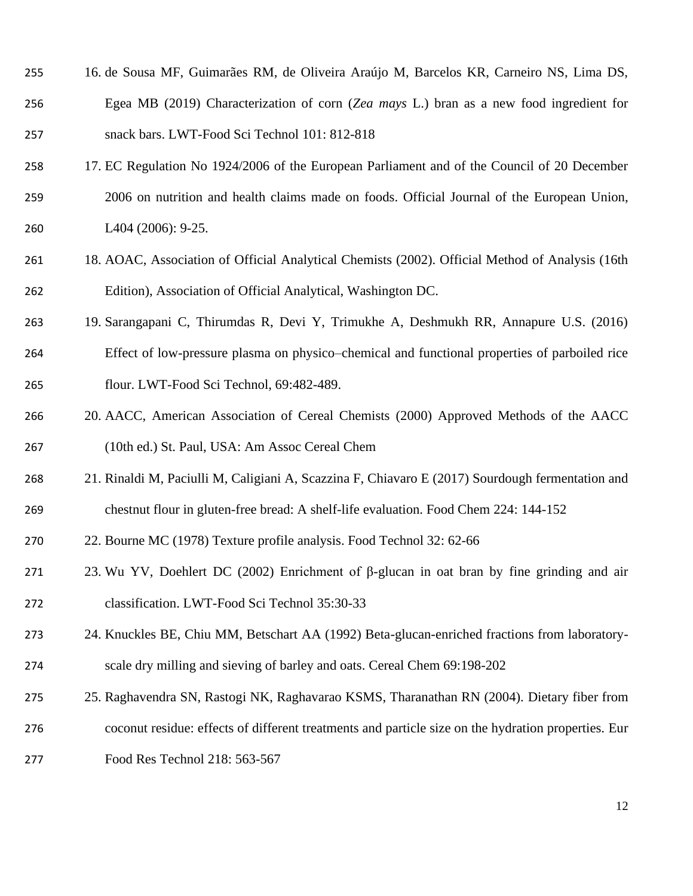16. de Sousa MF, Guimarães RM, de Oliveira Araújo M, Barcelos KR, Carneiro NS, Lima DS, Egea MB (2019) Characterization of corn (*Zea mays* L.) bran as a new food ingredient for snack bars. LWT-Food Sci Technol 101: 812-818
17. EC Regulation No 1924/2006 of the European Parliament and of the Council of 20 December 2006 on nutrition and health claims made on foods. Official Journal of the European Union, L404 (2006): 9-25.
18. AOAC, Association of Official Analytical Chemists (2002). Official Method of Analysis (16th Edition), Association of Official Analytical, Washington DC.
19. Sarangapani C, Thirumdas R, Devi Y, Trimukhe A, Deshmukh RR, Annapure U.S. (2016) Effect of low-pressure plasma on physico–chemical and functional properties of parboiled rice flour. LWT-Food Sci Technol, 69:482-489.
20. AACC, American Association of Cereal Chemists (2000) Approved Methods of the AACC (10th ed.) St. Paul, USA: Am Assoc Cereal Chem
21. Rinaldi M, Paciulli M, Caligiani A, Scazzina F, Chiavaro E (2017) Sourdough fermentation and chestnut flour in gluten-free bread: A shelf-life evaluation. Food Chem 224: 144-152
22. Bourne MC (1978) Texture profile analysis. Food Technol 32: 62-66
23. Wu YV, Doehlert DC (2002) Enrichment of β-glucan in oat bran by fine grinding and air classification. LWT-Food Sci Technol 35:30-33
24. Knuckles BE, Chiu MM, Betschart AA (1992) Beta-glucan-enriched fractions from laboratory-scale dry milling and sieving of barley and oats. Cereal Chem 69:198-202
25. Raghavendra SN, Rastogi NK, Raghavarao KSMS, Tharanathan RN (2004). Dietary fiber from coconut residue: effects of different treatments and particle size on the hydration properties. Eur Food Res Technol 218: 563-567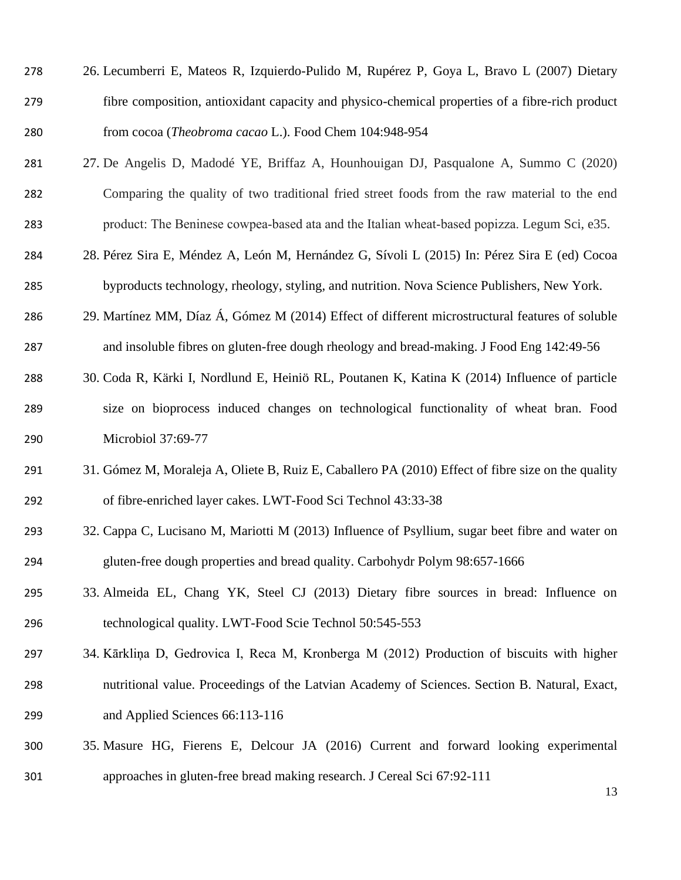26. Lecumberri E, Mateos R, Izquierdo-Pulido M, Rupérez P, Goya L, Bravo L (2007) Dietary fibre composition, antioxidant capacity and physico-chemical properties of a fibre-rich product from cocoa (*Theobroma cacao* L.). Food Chem 104:948-954
27. De Angelis D, Madodé YE, Briffaz A, Hounhouigan DJ, Pasqualone A, Summo C (2020) Comparing the quality of two traditional fried street foods from the raw material to the end product: The Beninese cowpea-based ata and the Italian wheat-based popizza. Legum Sci, e35.
28. Pérez Sira E, Méndez A, León M, Hernández G, Sívoli L (2015) In: Pérez Sira E (ed) Cocoa byproducts technology, rheology, styling, and nutrition. Nova Science Publishers, New York.
29. Martínez MM, Díaz Á, Gómez M (2014) Effect of different microstructural features of soluble and insoluble fibres on gluten-free dough rheology and bread-making. J Food Eng 142:49-56
30. Coda R, Kärki I, Nordlund E, Heiniö RL, Poutanen K, Katina K (2014) Influence of particle size on bioprocess induced changes on technological functionality of wheat bran. Food Microbiol 37:69-77
31. Gómez M, Moraleja A, Oliete B, Ruiz E, Caballero PA (2010) Effect of fibre size on the quality of fibre-enriched layer cakes. LWT-Food Sci Technol 43:33-38
32. Cappa C, Lucisano M, Mariotti M (2013) Influence of Psyllium, sugar beet fibre and water on gluten-free dough properties and bread quality. Carbohydr Polym 98:657-1666
33. Almeida EL, Chang YK, Steel CJ (2013) Dietary fibre sources in bread: Influence on technological quality. LWT-Food Scie Technol 50:545-553
34. Kārkliņa D, Gedrovica I, Reca M, Kronberga M (2012) Production of biscuits with higher nutritional value. Proceedings of the Latvian Academy of Sciences. Section B. Natural, Exact, and Applied Sciences 66:113-116
35. Masure HG, Fierens E, Delcour JA (2016) Current and forward looking experimental approaches in gluten-free bread making research. J Cereal Sci 67:92-111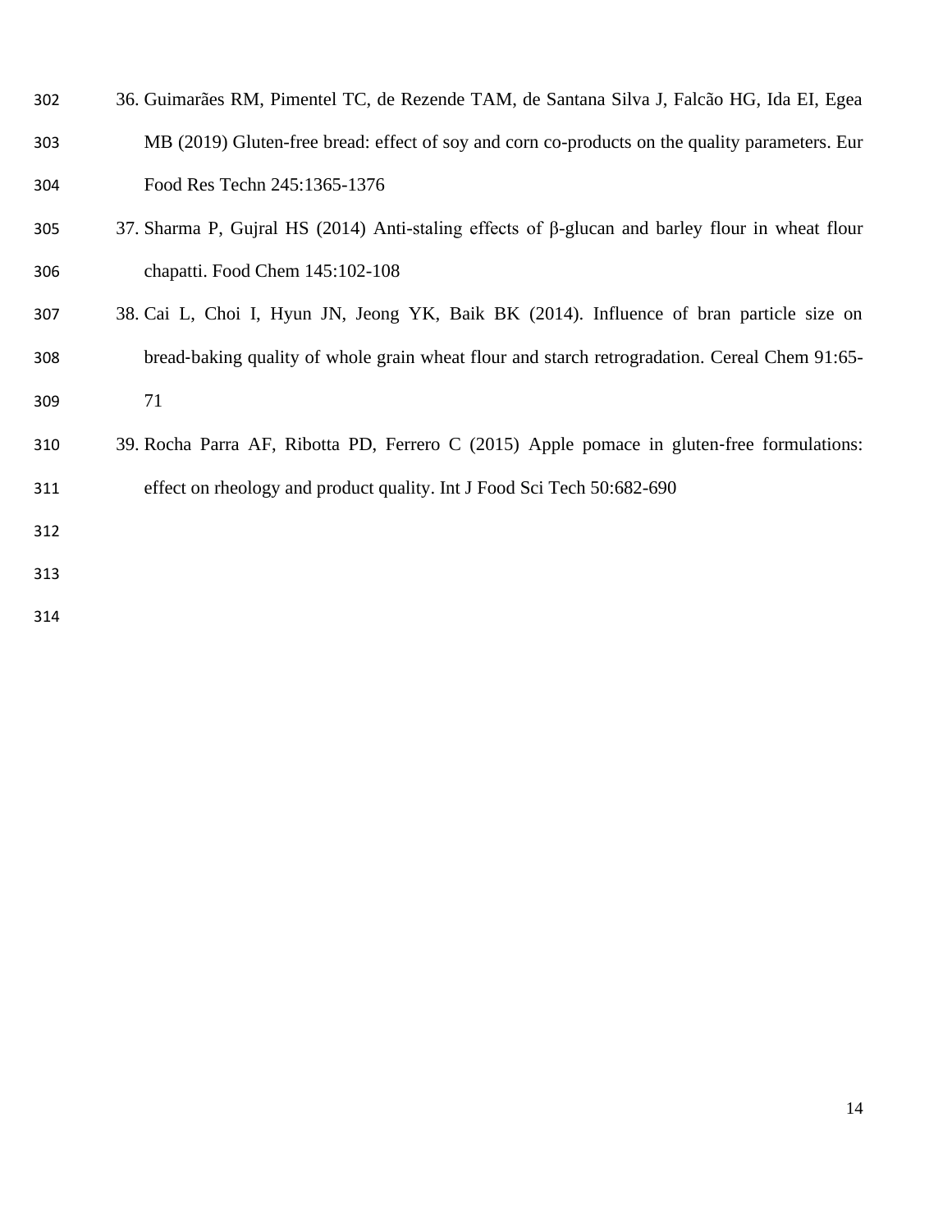36. Guimarães RM, Pimentel TC, de Rezende TAM, de Santana Silva J, Falcão HG, Ida EI, Egea MB (2019) Gluten-free bread: effect of soy and corn co-products on the quality parameters. Eur Food Res Techn 245:1365-1376
37. Sharma P, Gujral HS (2014) Anti-staling effects of β-glucan and barley flour in wheat flour chapatti. Food Chem 145:102-108
38. Cai L, Choi I, Hyun JN, Jeong YK, Baik BK (2014). Influence of bran particle size on bread-baking quality of whole grain wheat flour and starch retrogradation. Cereal Chem 91:65-71
39. Rocha Parra AF, Ribotta PD, Ferrero C (2015) Apple pomace in gluten-free formulations: effect on rheology and product quality. Int J Food Sci Tech 50:682-690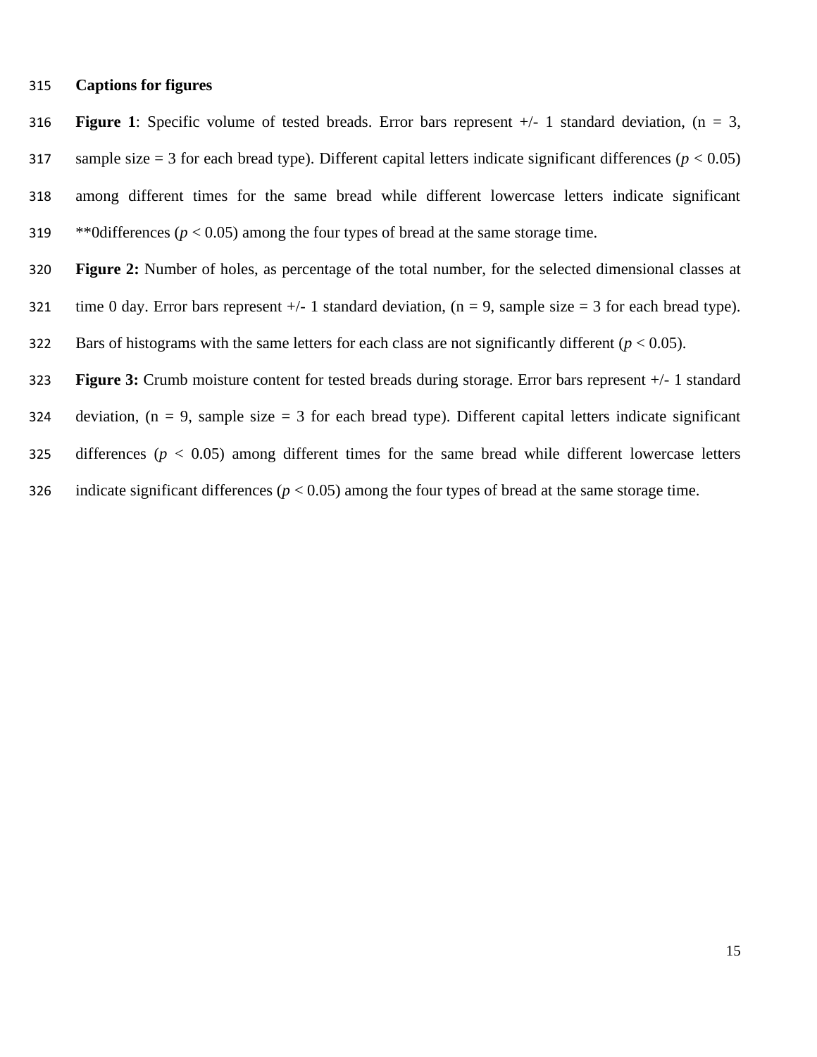**Captions for figures**

**Figure 1**: Specific volume of tested breads. Error bars represent +/- 1 standard deviation, (n = 3, sample size = 3 for each bread type). Different capital letters indicate significant differences ($p < 0.05$) among different times for the same bread while different lowercase letters indicate significant **0differences ($p < 0.05$) among the four types of bread at the same storage time.

**Figure 2:** Number of holes, as percentage of the total number, for the selected dimensional classes at time 0 day. Error bars represent +/- 1 standard deviation, (n = 9, sample size = 3 for each bread type). Bars of histograms with the same letters for each class are not significantly different ($p < 0.05$).

**Figure 3:** Crumb moisture content for tested breads during storage. Error bars represent +/- 1 standard deviation, (n = 9, sample size = 3 for each bread type). Different capital letters indicate significant differences ($p < 0.05$) among different times for the same bread while different lowercase letters indicate significant differences ($p < 0.05$) among the four types of bread at the same storage time.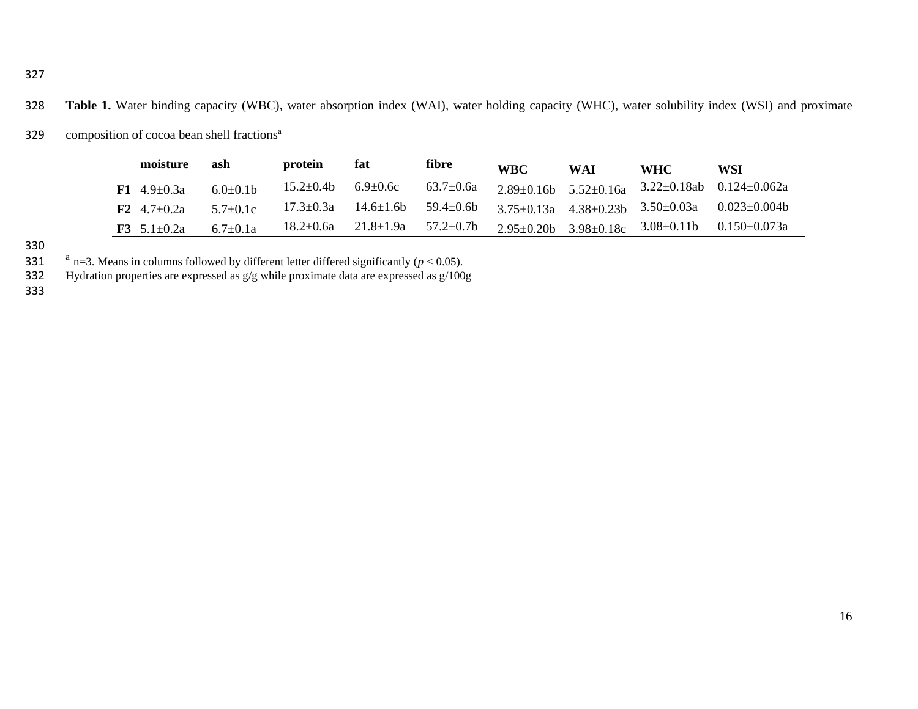**Table 1.** Water binding capacity (WBC), water absorption index (WAI), water holding capacity (WHC), water solubility index (WSI) and proximate composition of cocoa bean shell fractions[a]

| | moisture | ash | protein | fat | fibre | WBC | WAI | WHC | WSI |
|---|---|---|---|---|---|---|---|---|---|
| **F1** | 4.9±0.3a | 6.0±0.1b | 15.2±0.4b | 6.9±0.6c | 63.7±0.6a | 2.89±0.16b | 5.52±0.16a | 3.22±0.18ab | 0.124±0.062a |
| **F2** | 4.7±0.2a | 5.7±0.1c | 17.3±0.3a | 14.6±1.6b | 59.4±0.6b | 3.75±0.13a | 4.38±0.23b | 3.50±0.03a | 0.023±0.004b |
| **F3** | 5.1±0.2a | 6.7±0.1a | 18.2±0.6a | 21.8±1.9a | 57.2±0.7b | 2.95±0.20b | 3.98±0.18c | 3.08±0.11b | 0.150±0.073a |

[a] n=3. Means in columns followed by different letter differed significantly ($p < 0.05$).
Hydration properties are expressed as g/g while proximate data are expressed as g/100g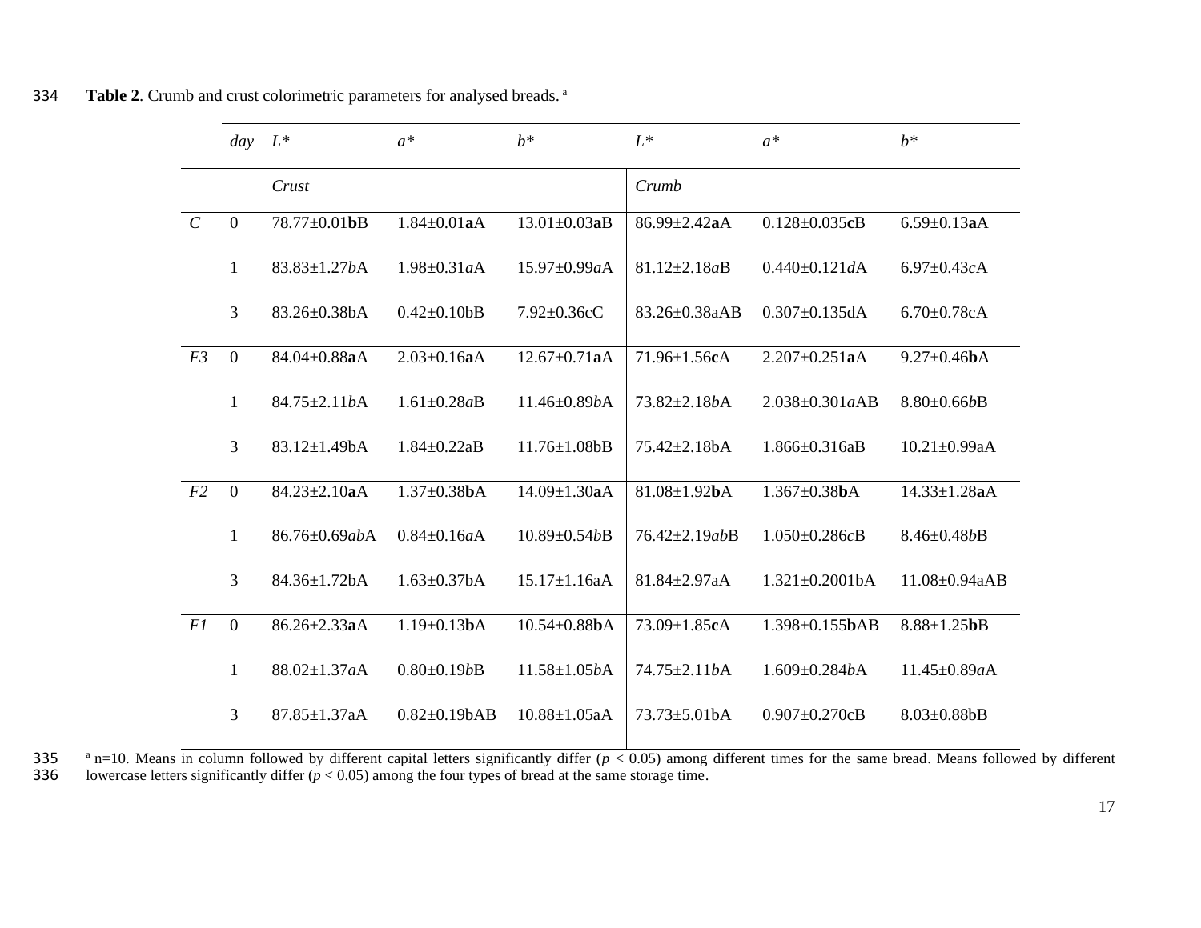**Table 2**. Crumb and crust colorimetric parameters for analysed breads.[a]

| | day | $L^*$ | $a^*$ | $b^*$ | $L^*$ | $a^*$ | $b^*$ |
|---|---|---|---|---|---|---|---|
| | | *Crust* | | | *Crumb* | | |
| *C* | 0 | 78.77±0.01**b**B | 1.84±0.01**a**A | 13.01±0.03**a**B | 86.99±2.42**a**A | 0.128±0.035**c**B | 6.59±0.13**a**A |
| | 1 | 83.83±1.27*b*A | 1.98±0.31*a*A | 15.97±0.99*a*A | 81.12±2.18*a*B | 0.440±0.121*d*A | 6.97±0.43*c*A |
| | 3 | 83.26±0.38bA | 0.42±0.10bB | 7.92±0.36cC | 83.26±0.38aAB | 0.307±0.135dA | 6.70±0.78cA |
| *F3* | 0 | 84.04±0.88**a**A | 2.03±0.16**a**A | 12.67±0.71**a**A | 71.96±1.56**c**A | 2.207±0.251**a**A | 9.27±0.46**b**A |
| | 1 | 84.75±2.11*b*A | 1.61±0.28*a*B | 11.46±0.89*b*A | 73.82±2.18*b*A | 2.038±0.301*a*AB | 8.80±0.66*b*B |
| | 3 | 83.12±1.49bA | 1.84±0.22aB | 11.76±1.08bB | 75.42±2.18bA | 1.866±0.316aB | 10.21±0.99aA |
| *F2* | 0 | 84.23±2.10**a**A | 1.37±0.38**b**A | 14.09±1.30**a**A | 81.08±1.92**b**A | 1.367±0.38**b**A | 14.33±1.28**a**A |
| | 1 | 86.76±0.69*ab*A | 0.84±0.16*a*A | 10.89±0.54*b*B | 76.42±2.19*ab*B | 1.050±0.286*c*B | 8.46±0.48*b*B |
| | 3 | 84.36±1.72bA | 1.63±0.37bA | 15.17±1.16aA | 81.84±2.97aA | 1.321±0.2001bA | 11.08±0.94aAB |
| *F1* | 0 | 86.26±2.33**a**A | 1.19±0.13**b**A | 10.54±0.88**b**A | 73.09±1.85**c**A | 1.398±0.155**b**AB | 8.88±1.25**b**B |
| | 1 | 88.02±1.37*a*A | 0.80±0.19*b*B | 11.58±1.05*b*A | 74.75±2.11*b*A | 1.609±0.284*b*A | 11.45±0.89*a*A |
| | 3 | 87.85±1.37aA | 0.82±0.19bAB | 10.88±1.05aA | 73.73±5.01bA | 0.907±0.270cB | 8.03±0.88bB |

[a] n=10. Means in column followed by different capital letters significantly differ ($p < 0.05$) among different times for the same bread. Means followed by different lowercase letters significantly differ ($p < 0.05$) among the four types of bread at the same storage time.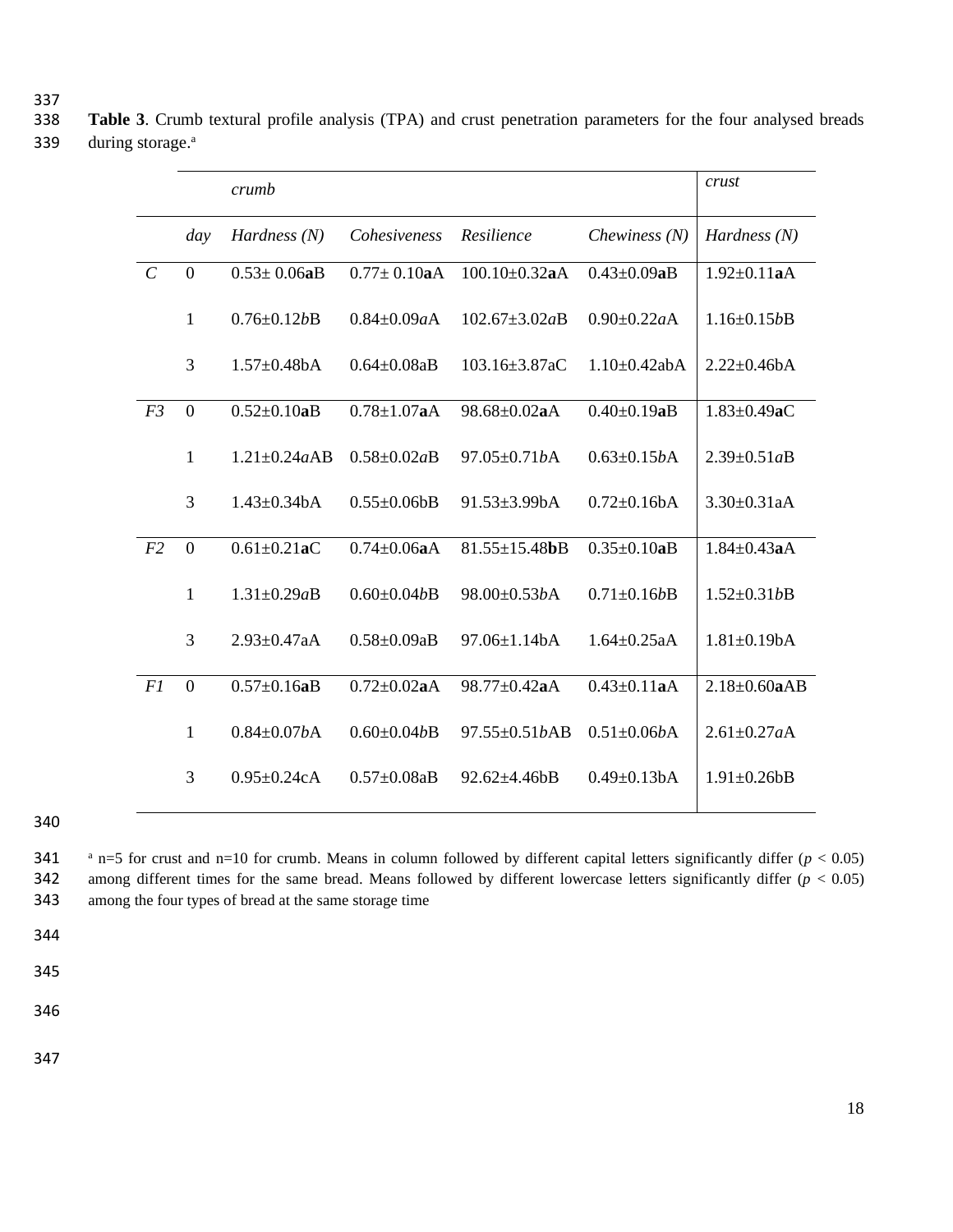**Table 3**. Crumb textural profile analysis (TPA) and crust penetration parameters for the four analysed breads during storage.[a]

| | | *crumb* | | | | *crust* |
|---|---|---|---|---|---|---|
| | *day* | *Hardness (N)* | *Cohesiveness* | *Resilience* | *Chewiness (N)* | *Hardness (N)* |
| *C* | 0 | 0.53± 0.06**a**B | 0.77± 0.10**a**A | 100.10±0.32**a**A | 0.43±0.09**a**B | 1.92±0.11**a**A |
| | 1 | 0.76±0.12*b*B | 0.84±0.09*a*A | 102.67±3.02*a*B | 0.90±0.22*a*A | 1.16±0.15*b*B |
| | 3 | 1.57±0.48bA | 0.64±0.08aB | 103.16±3.87aC | 1.10±0.42abA | 2.22±0.46bA |
| *F3* | 0 | 0.52±0.10**a**B | 0.78±1.07**a**A | 98.68±0.02**a**A | 0.40±0.19**a**B | 1.83±0.49**a**C |
| | 1 | 1.21±0.24*a*AB | 0.58±0.02*a*B | 97.05±0.71*b*A | 0.63±0.15*b*A | 2.39±0.51*a*B |
| | 3 | 1.43±0.34bA | 0.55±0.06bB | 91.53±3.99bA | 0.72±0.16bA | 3.30±0.31aA |
| *F2* | 0 | 0.61±0.21**a**C | 0.74±0.06**a**A | 81.55±15.48**b**B | 0.35±0.10**a**B | 1.84±0.43**a**A |
| | 1 | 1.31±0.29*a*B | 0.60±0.04*b*B | 98.00±0.53*b*A | 0.71±0.16*b*B | 1.52±0.31*b*B |
| | 3 | 2.93±0.47aA | 0.58±0.09aB | 97.06±1.14bA | 1.64±0.25aA | 1.81±0.19bA |
| *F1* | 0 | 0.57±0.16**a**B | 0.72±0.02**a**A | 98.77±0.42**a**A | 0.43±0.11**a**A | 2.18±0.60**a**AB |
| | 1 | 0.84±0.07*b*A | 0.60±0.04*b*B | 97.55±0.51*b*AB | 0.51±0.06*b*A | 2.61±0.27*a*A |
| | 3 | 0.95±0.24cA | 0.57±0.08aB | 92.62±4.46bB | 0.49±0.13bA | 1.91±0.26bB |

[a] n=5 for crust and n=10 for crumb. Means in column followed by different capital letters significantly differ ($p < 0.05$) among different times for the same bread. Means followed by different lowercase letters significantly differ ($p < 0.05$) among the four types of bread at the same storage time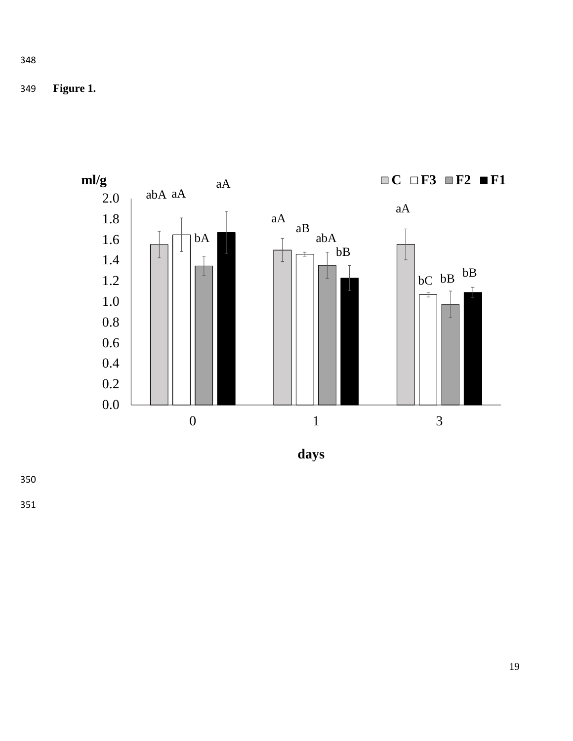**Figure 1.**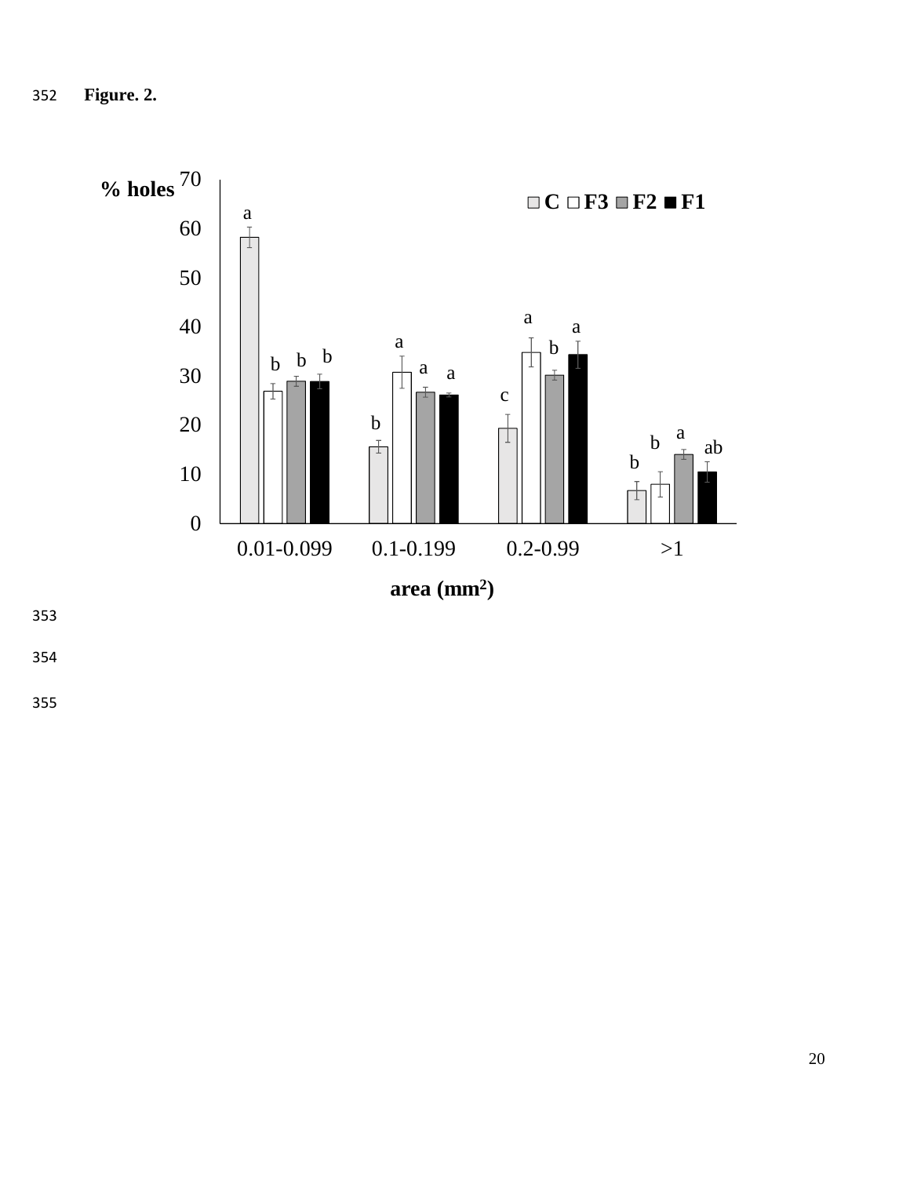**Figure. 2.**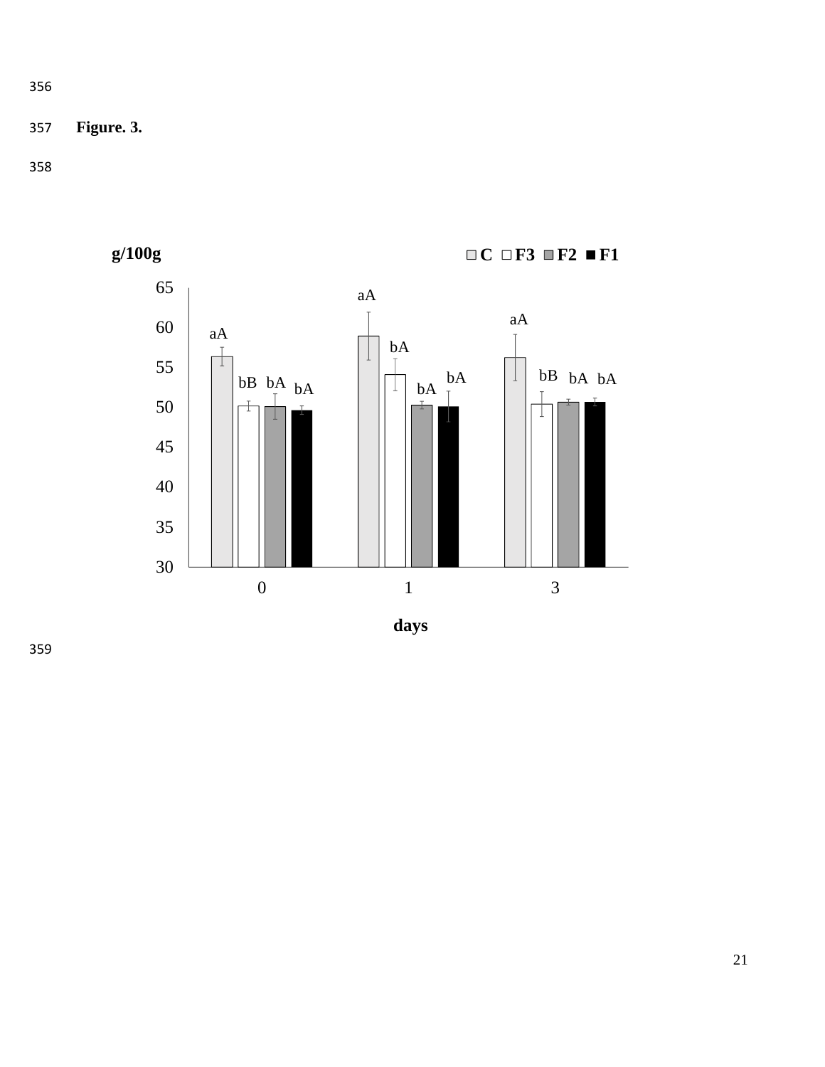**Figure. 3.**

g/100g

C F3 F2 F1

65
60
55
50
45
40
35
30

aA bB bA bA

aA bA bA bA

aA bB bA bA

0 1 3

days